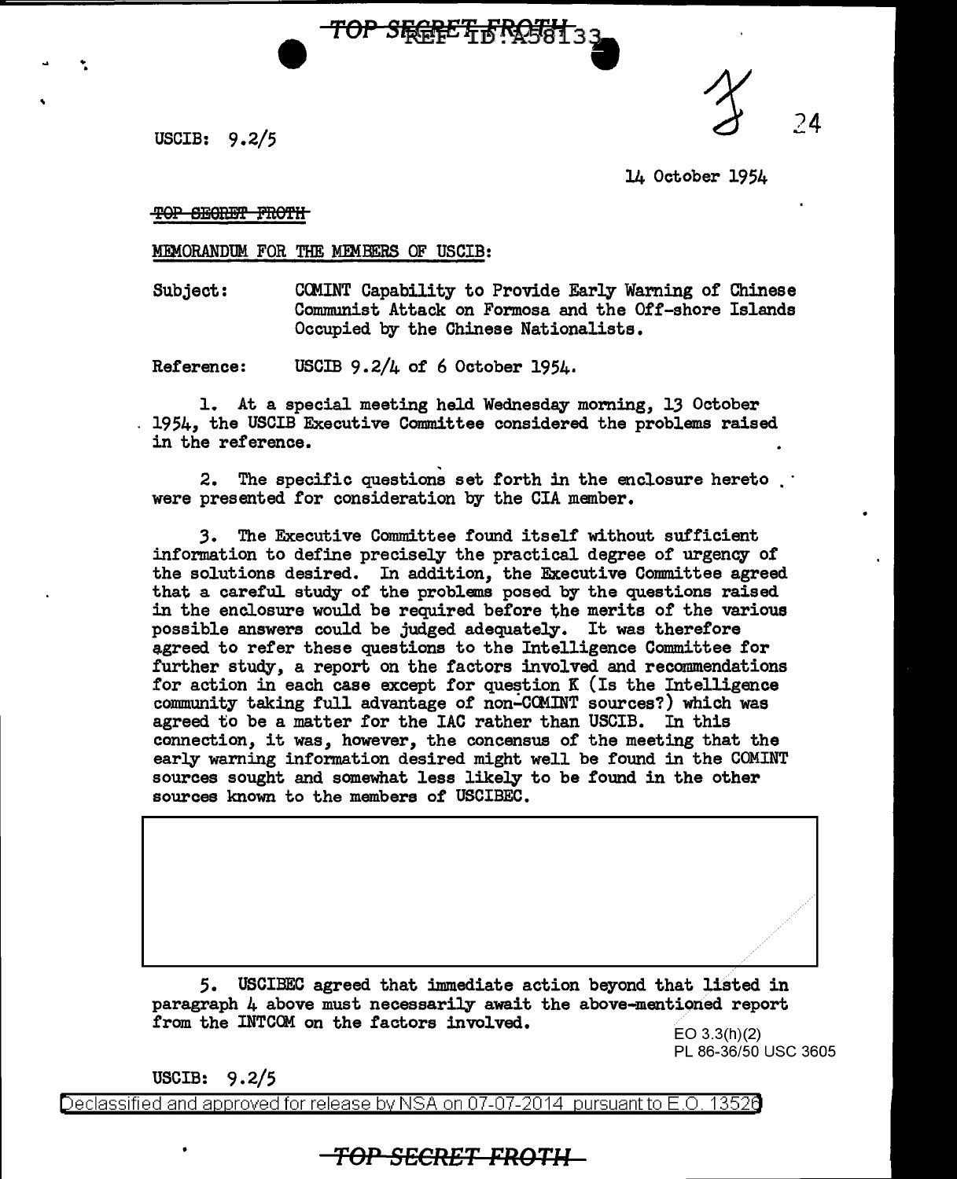USCIB: 9.2/5

14 October 1954

~~TOP SECRET FROTH~~

MEMORANDUM FOR THE MEMBERS OF USCIB:

Subject: COMINT Capability to Provide Early Warning of Chinese Communist Attack on Formosa and the Off-shore Islands Occupied by the Chinese Nationalists.

Reference: USCIB 9.2/4 of 6 October 1954.

1. At a special meeting held Wednesday morning, 13 October 1954, the USCIB Executive Committee considered the problems raised in the reference.

2. The specific questions set forth in the enclosure hereto were presented for consideration by the CIA member.

3. The Executive Committee found itself without sufficient information to define precisely the practical degree of urgency of the solutions desired. In addition, the Executive Committee agreed that a careful study of the problems posed by the questions raised in the enclosure would be required before the merits of the various possible answers could be judged adequately. It was therefore agreed to refer these questions to the Intelligence Committee for further study, a report on the factors involved and recommendations for action in each case except for question K (Is the Intelligence community taking full advantage of non-COMINT sources?) which was agreed to be a matter for the IAC rather than USCIB. In this connection, it was, however, the concensus of the meeting that the early warning information desired might well be found in the COMINT sources sought and somewhat less likely to be found in the other sources known to the members of USCIBEC.

5. USCIBEC agreed that immediate action beyond that listed in paragraph 4 above must necessarily await the above-mentioned report from the INTCOM on the factors involved.

EO 3.3(h)(2)
PL 86-36/50 USC 3605

USCIB: 9.2/5

Declassified and approved for release by NSA on 07-07-2014 pursuant to E.O. 13526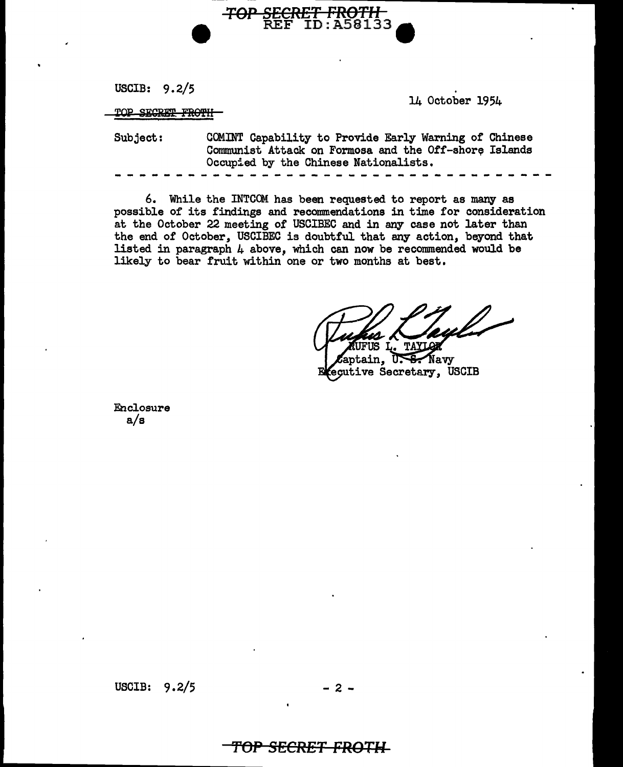USCIB: 9.2/5

14 October 1954

~~TOP SECRET FROTH~~

Subject: COMINT Capability to Provide Early Warning of Chinese Communist Attack on Formosa and the Off-shore Islands Occupied by the Chinese Nationalists.

---

6. While the INTCOM has been requested to report as many as possible of its findings and recommendations in time for consideration at the October 22 meeting of USCIBEC and in any case not later than the end of October, USCIBEC is doubtful that any action, beyond that listed in paragraph 4 above, which can now be recommended would be likely to bear fruit within one or two months at best.

RUFUS L. TAYLOR
Captain, U. S. Navy
Executive Secretary, USCIB

Enclosure
a/s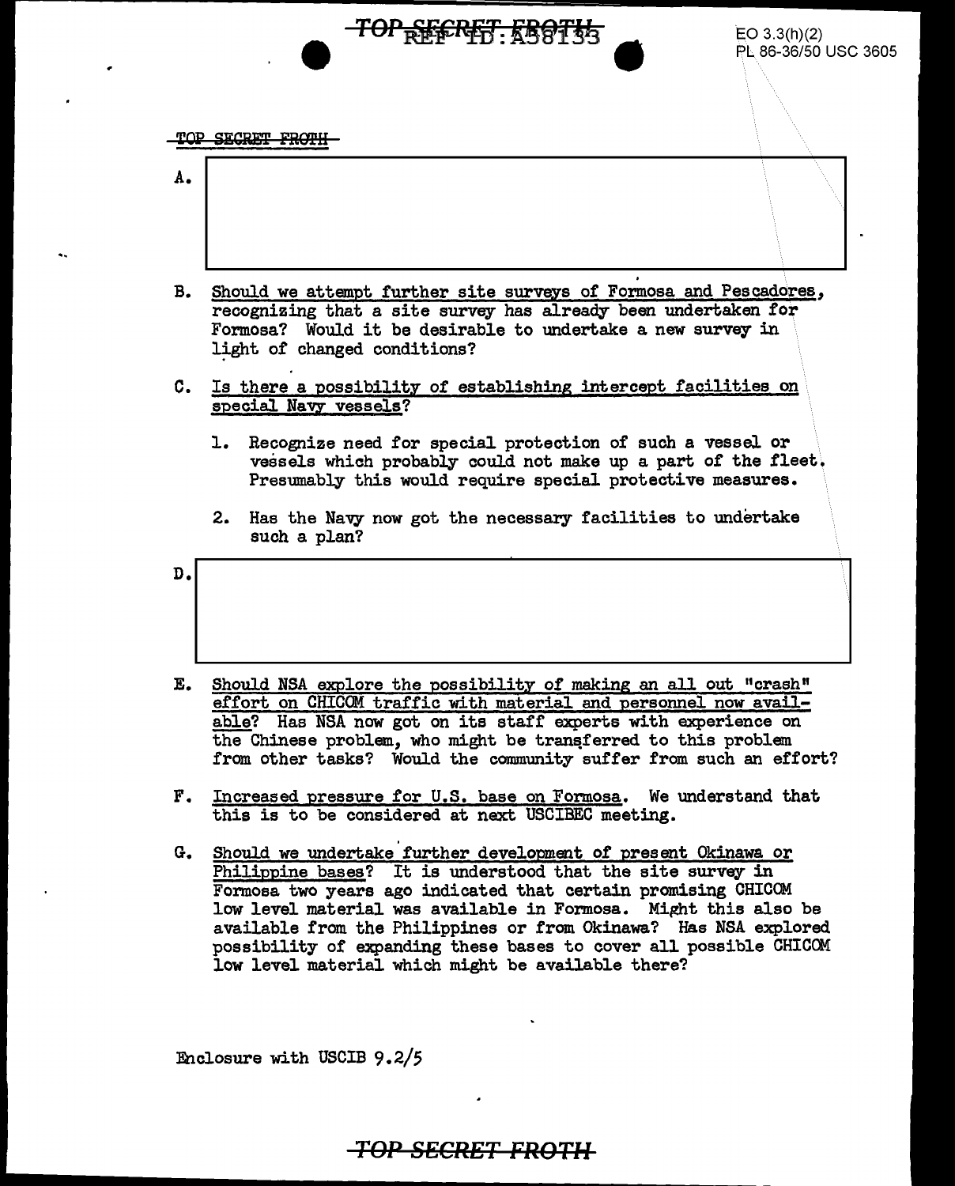TOP SECRET FROTH

A.

B. <u>Should we attempt further site surveys of Formosa and Pescadores</u>, recognizing that a site survey has already been undertaken for Formosa? Would it be desirable to undertake a new survey in light of changed conditions?

C. <u>Is there a possibility of establishing intercept facilities on special Navy vessels</u>?

1. Recognize need for special protection of such a vessel or vessels which probably could not make up a part of the fleet. Presumably this would require special protective measures.

2. Has the Navy now got the necessary facilities to undertake such a plan?

D.

E. <u>Should NSA explore the possibility of making an all out "crash" effort on CHICOM traffic with material and personnel now available</u>? Has NSA now got on its staff experts with experience on the Chinese problem, who might be transferred to this problem from other tasks? Would the community suffer from such an effort?

F. <u>Increased pressure for U.S. base on Formosa</u>. We understand that this is to be considered at next USCIBEC meeting.

G. <u>Should we undertake further development of present Okinawa or Philippine bases</u>? It is understood that the site survey in Formosa two years ago indicated that certain promising CHICOM low level material was available in Formosa. Might this also be available from the Philippines or from Okinawa? Has NSA explored possibility of expanding these bases to cover all possible CHICOM low level material which might be available there?

Enclosure with USCIB 9.2/5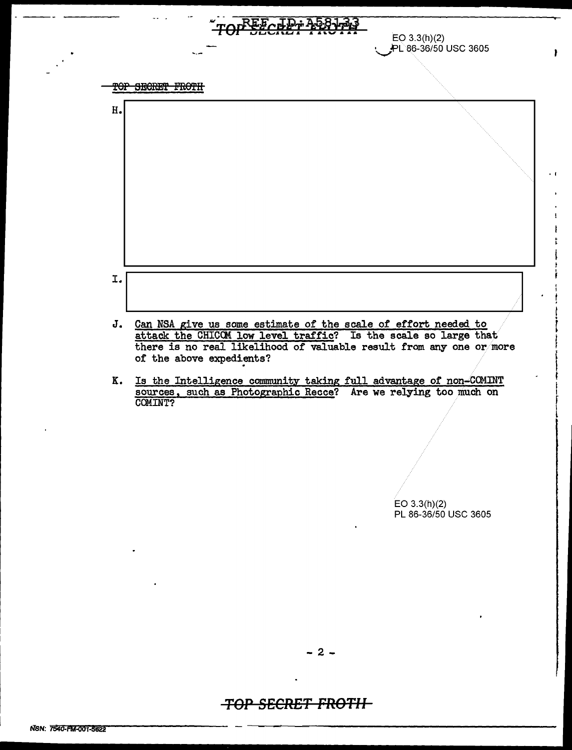EO 3.3(h)(2)
PL 86-36/50 USC 3605

~~TOP SECRET FROTH~~

H.

I.

J. Can NSA give us some estimate of the scale of effort needed to attack the CHICOM low level traffic? Is the scale so large that there is no real likelihood of valuable result from any one or more of the above expedients?

K. Is the Intelligence community taking full advantage of non-COMINT sources, such as Photographic Recce? Are we relying too much on COMINT?

EO 3.3(h)(2)
PL 86-36/50 USC 3605

~~TOP SECRET FROTH~~